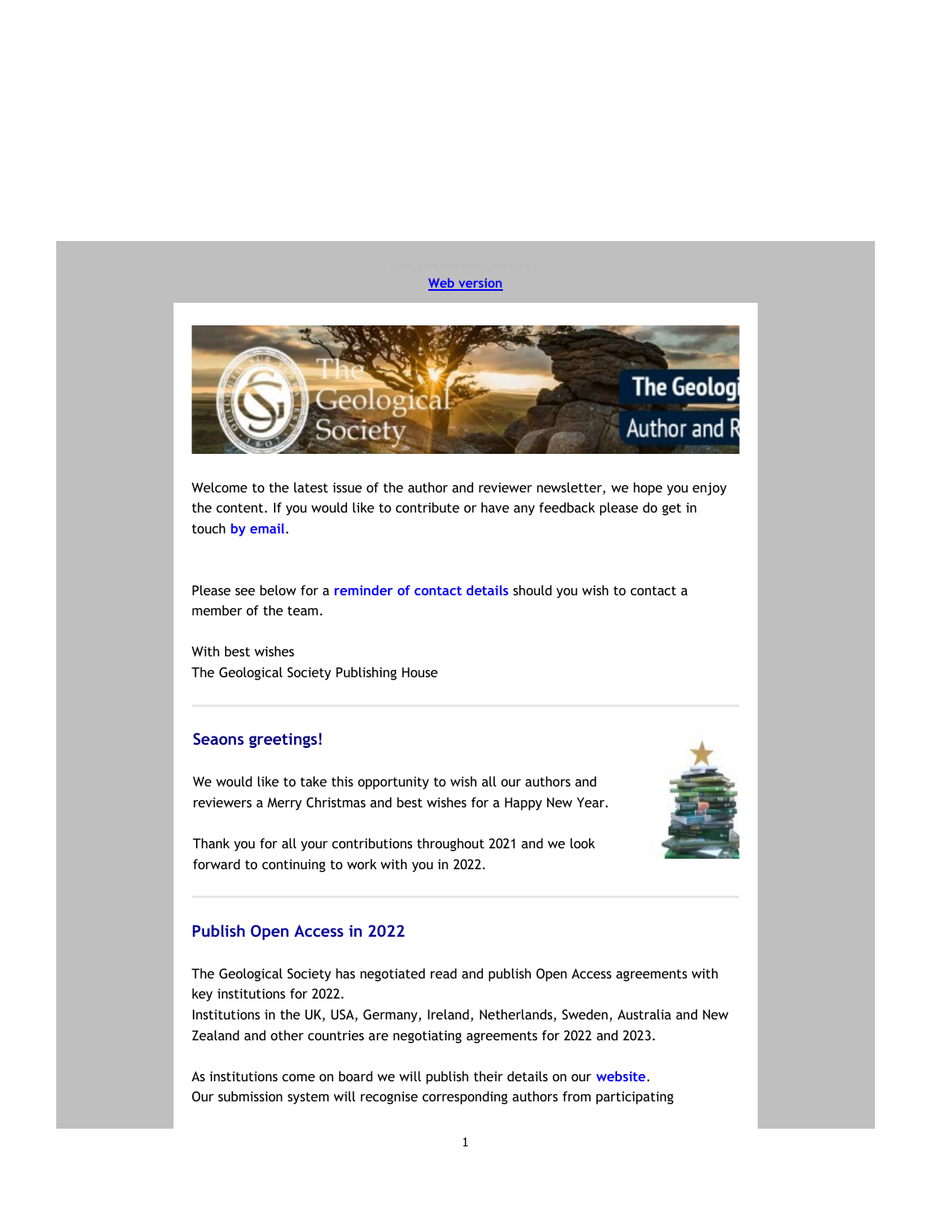Web version

Welcome to the latest issue of the author and reviewer newsletter, we hope you enjoy the content. If you would like to contribute or have any feedback please do get in touch by email.

Please see below for a reminder of contact details should you wish to contact a member of the team.

With best wishes
The Geological Society Publishing House

## Seaons greetings!

We would like to take this opportunity to wish all our authors and reviewers a Merry Christmas and best wishes for a Happy New Year.

Thank you for all your contributions throughout 2021 and we look forward to continuing to work with you in 2022.

## Publish Open Access in 2022

The Geological Society has negotiated read and publish Open Access agreements with key institutions for 2022.
Institutions in the UK, USA, Germany, Ireland, Netherlands, Sweden, Australia and New Zealand and other countries are negotiating agreements for 2022 and 2023.

As institutions come on board we will publish their details on our website.
Our submission system will recognise corresponding authors from participating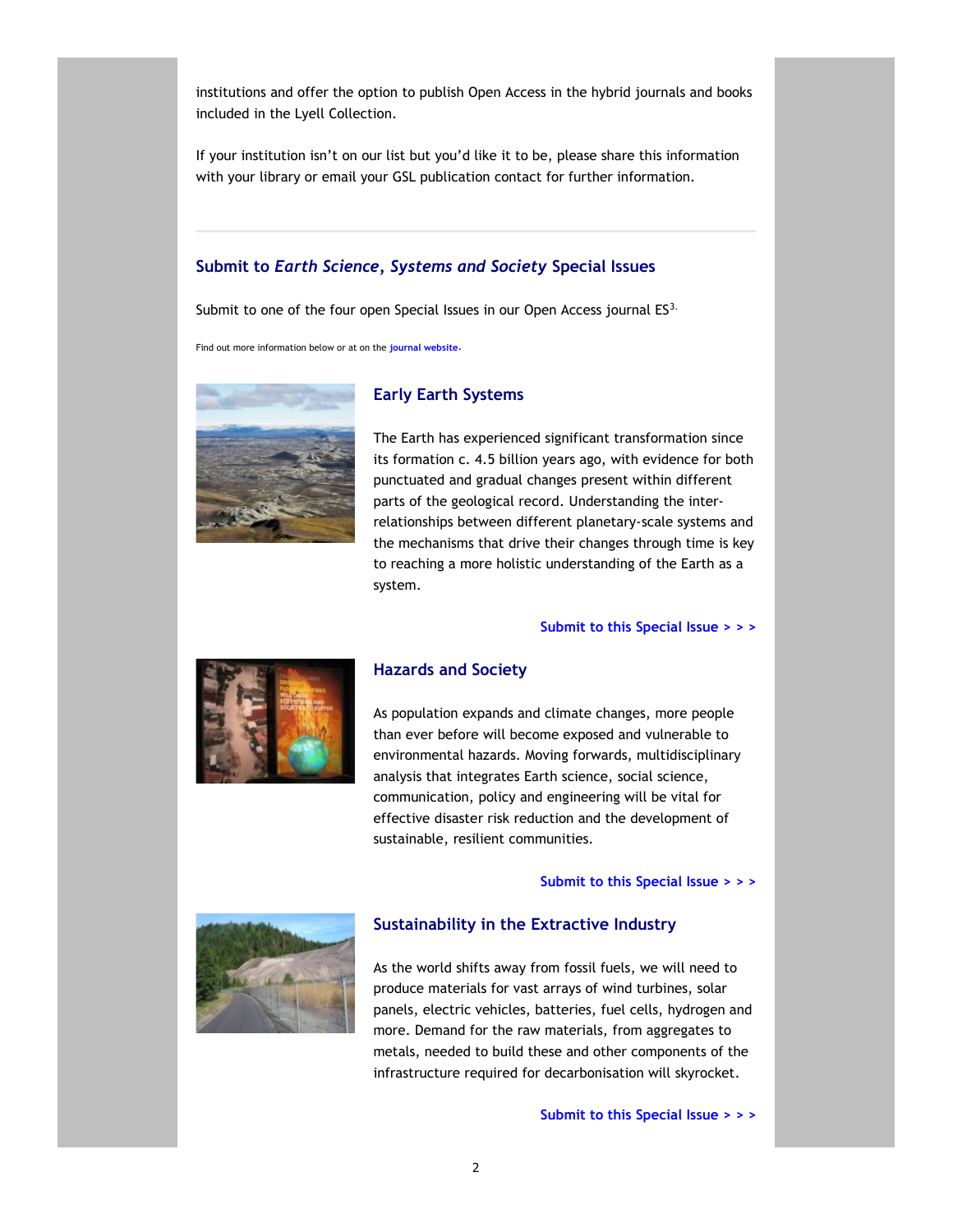institutions and offer the option to publish Open Access in the hybrid journals and books included in the Lyell Collection.

If your institution isn't on our list but you'd like it to be, please share this information with your library or email your GSL publication contact for further information.

---

## Submit to *Earth Science, Systems and Society* Special Issues

Submit to one of the four open Special Issues in our Open Access journal ES[3].

Find out more information below or at on the **journal website**.

### Early Earth Systems

The Earth has experienced significant transformation since its formation c. 4.5 billion years ago, with evidence for both punctuated and gradual changes present within different parts of the geological record. Understanding the inter-relationships between different planetary-scale systems and the mechanisms that drive their changes through time is key to reaching a more holistic understanding of the Earth as a system.

**Submit to this Special Issue > > >**

### Hazards and Society

As population expands and climate changes, more people than ever before will become exposed and vulnerable to environmental hazards. Moving forwards, multidisciplinary analysis that integrates Earth science, social science, communication, policy and engineering will be vital for effective disaster risk reduction and the development of sustainable, resilient communities.

**Submit to this Special Issue > > >**

### Sustainability in the Extractive Industry

As the world shifts away from fossil fuels, we will need to produce materials for vast arrays of wind turbines, solar panels, electric vehicles, batteries, fuel cells, hydrogen and more. Demand for the raw materials, from aggregates to metals, needed to build these and other components of the infrastructure required for decarbonisation will skyrocket.

**Submit to this Special Issue > > >**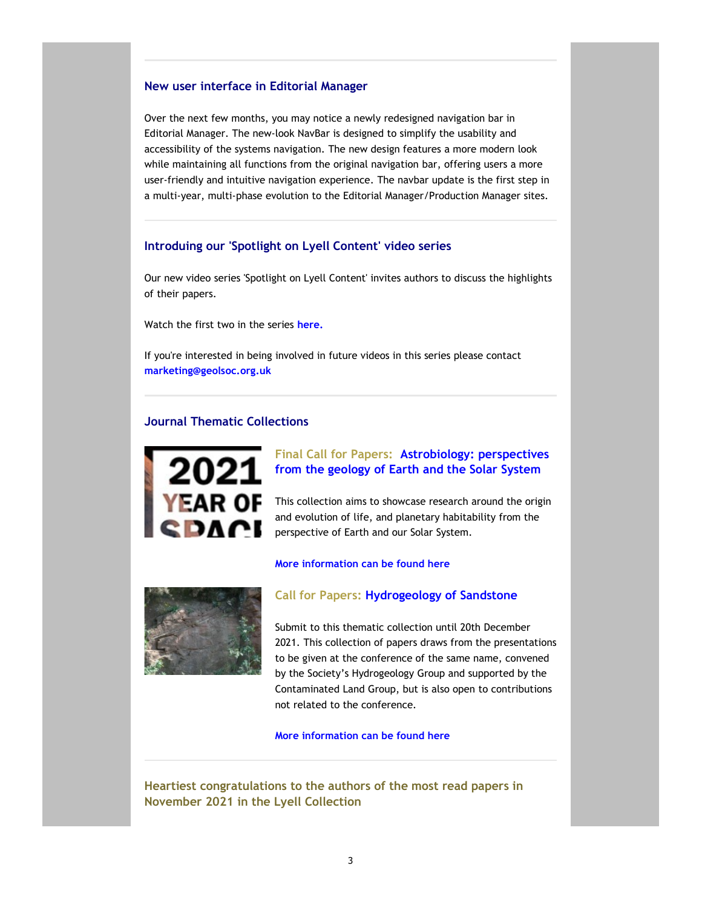## New user interface in Editorial Manager

Over the next few months, you may notice a newly redesigned navigation bar in Editorial Manager. The new-look NavBar is designed to simplify the usability and accessibility of the systems navigation. The new design features a more modern look while maintaining all functions from the original navigation bar, offering users a more user-friendly and intuitive navigation experience. The navbar update is the first step in a multi-year, multi-phase evolution to the Editorial Manager/Production Manager sites.

## Introduing our 'Spotlight on Lyell Content' video series

Our new video series 'Spotlight on Lyell Content' invites authors to discuss the highlights of their papers.

Watch the first two in the series **here.**

If you're interested in being involved in future videos in this series please contact **marketing@geolsoc.org.uk**

## Journal Thematic Collections

### Final Call for Papers: Astrobiology: perspectives from the geology of Earth and the Solar System

This collection aims to showcase research around the origin and evolution of life, and planetary habitability from the perspective of Earth and our Solar System.

**More information can be found here**

### Call for Papers: Hydrogeology of Sandstone

Submit to this thematic collection until 20th December 2021. This collection of papers draws from the presentations to be given at the conference of the same name, convened by the Society's Hydrogeology Group and supported by the Contaminated Land Group, but is also open to contributions not related to the conference.

**More information can be found here**

## Heartiest congratulations to the authors of the most read papers in November 2021 in the Lyell Collection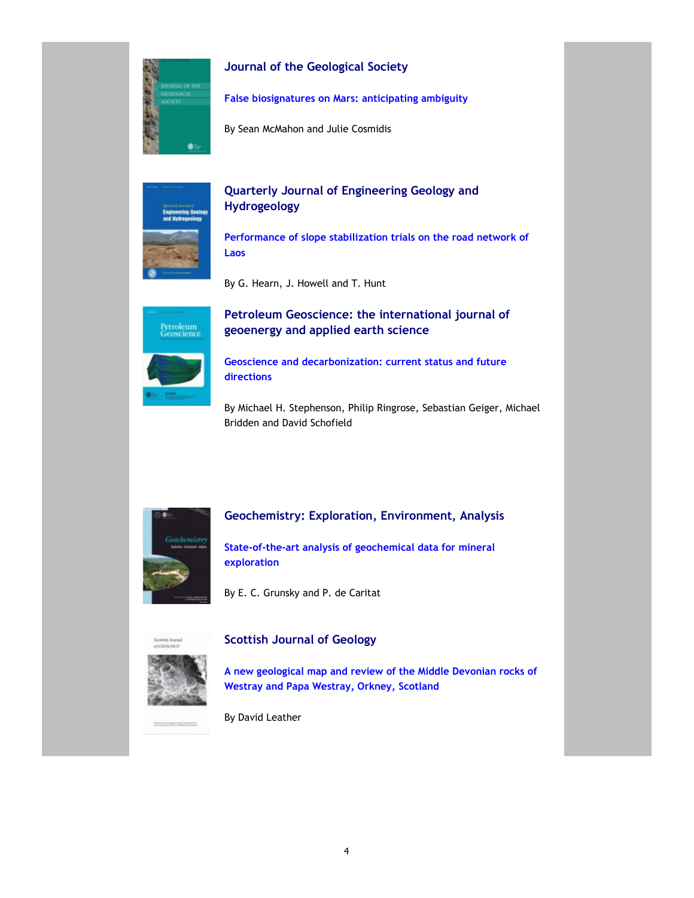## Journal of the Geological Society

**False biosignatures on Mars: anticipating ambiguity**

By Sean McMahon and Julie Cosmidis

## Quarterly Journal of Engineering Geology and Hydrogeology

**Performance of slope stabilization trials on the road network of Laos**

By G. Hearn, J. Howell and T. Hunt

## Petroleum Geoscience: the international journal of geoenergy and applied earth science

**Geoscience and decarbonization: current status and future directions**

By Michael H. Stephenson, Philip Ringrose, Sebastian Geiger, Michael Bridden and David Schofield

## Geochemistry: Exploration, Environment, Analysis

**State-of-the-art analysis of geochemical data for mineral exploration**

By E. C. Grunsky and P. de Caritat

## Scottish Journal of Geology

**A new geological map and review of the Middle Devonian rocks of Westray and Papa Westray, Orkney, Scotland**

By David Leather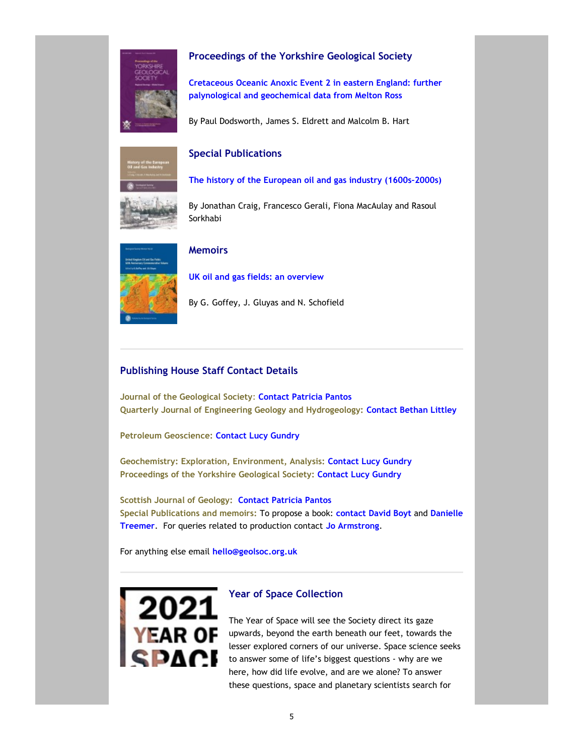### Proceedings of the Yorkshire Geological Society

**Cretaceous Oceanic Anoxic Event 2 in eastern England: further palynological and geochemical data from Melton Ross**

By Paul Dodsworth, James S. Eldrett and Malcolm B. Hart

### Special Publications

**The history of the European oil and gas industry (1600s-2000s)**

By Jonathan Craig, Francesco Gerali, Fiona MacAulay and Rasoul Sorkhabi

### Memoirs

**UK oil and gas fields: an overview**

By G. Goffey, J. Gluyas and N. Schofield

---

## Publishing House Staff Contact Details

**Journal of the Geological Society:** Contact Patricia Pantos
**Quarterly Journal of Engineering Geology and Hydrogeology:** Contact Bethan Littley

**Petroleum Geoscience:** Contact Lucy Gundry

**Geochemistry: Exploration, Environment, Analysis:** Contact Lucy Gundry
**Proceedings of the Yorkshire Geological Society:** Contact Lucy Gundry

**Scottish Journal of Geology:** Contact Patricia Pantos
**Special Publications and memoirs:** To propose a book: contact David Boyt and Danielle Treemer. For queries related to production contact Jo Armstrong.

For anything else email hello@geolsoc.org.uk

---

### Year of Space Collection

The Year of Space will see the Society direct its gaze upwards, beyond the earth beneath our feet, towards the lesser explored corners of our universe. Space science seeks to answer some of life's biggest questions - why are we here, how did life evolve, and are we alone? To answer these questions, space and planetary scientists search for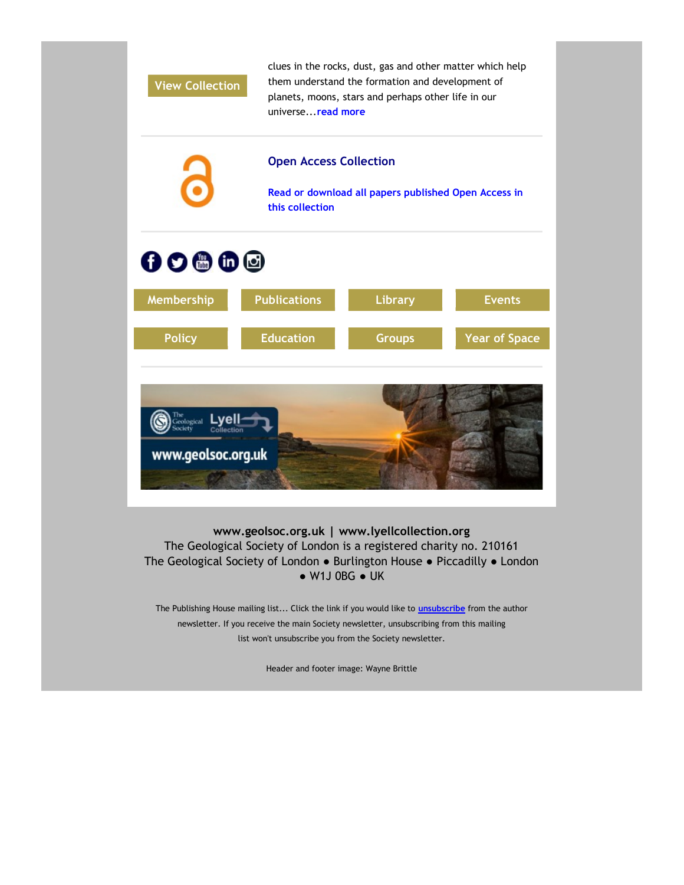View Collection

clues in the rocks, dust, gas and other matter which help them understand the formation and development of planets, moons, stars and perhaps other life in our universe...read more

---

Open Access Collection

Read or download all papers published Open Access in this collection

---

Membership | Publications | Library | Events

Policy | Education | Groups | Year of Space

---

**www.geolsoc.org.uk | www.lyellcollection.org**

The Geological Society of London is a registered charity no. 210161

The Geological Society of London ● Burlington House ● Piccadilly ● London ● W1J 0BG ● UK

The Publishing House mailing list... Click the link if you would like to unsubscribe from the author newsletter. If you receive the main Society newsletter, unsubscribing from this mailing list won't unsubscribe you from the Society newsletter.

Header and footer image: Wayne Brittle